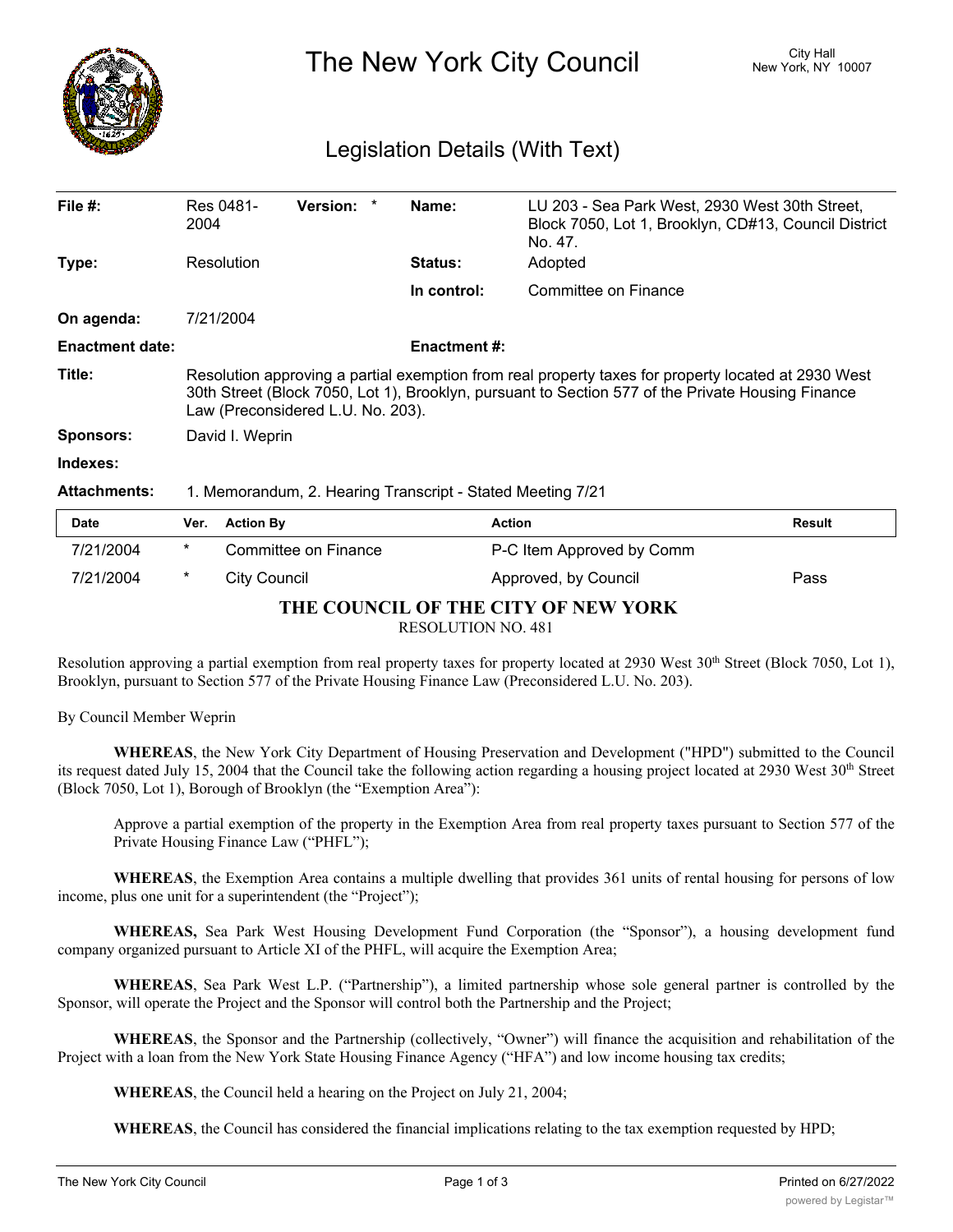# The New York City Council

City Hall
New York, NY 10007

## Legislation Details (With Text)

| | | | | | |
|---|---|---|---|---|---|
| **File #:** | Res 0481-2004 | **Version:** | * | **Name:** | LU 203 - Sea Park West, 2930 West 30th Street, Block 7050, Lot 1, Brooklyn, CD#13, Council District No. 47. |
| **Type:** | Resolution | | | **Status:** | Adopted |
| | | | | **In control:** | Committee on Finance |
| **On agenda:** | 7/21/2004 | | | | |
| **Enactment date:** | | | | **Enactment #:** | |

**Title:** Resolution approving a partial exemption from real property taxes for property located at 2930 West 30th Street (Block 7050, Lot 1), Brooklyn, pursuant to Section 577 of the Private Housing Finance Law (Preconsidered L.U. No. 203).

**Sponsors:** David I. Weprin

**Indexes:**

**Attachments:** 1. Memorandum, 2. Hearing Transcript - Stated Meeting 7/21

| Date | Ver. | Action By | Action | Result |
|---|---|---|---|---|
| 7/21/2004 | * | Committee on Finance | P-C Item Approved by Comm | |
| 7/21/2004 | * | City Council | Approved, by Council | Pass |

**THE COUNCIL OF THE CITY OF NEW YORK**

RESOLUTION NO. 481

Resolution approving a partial exemption from real property taxes for property located at 2930 West 30th Street (Block 7050, Lot 1), Brooklyn, pursuant to Section 577 of the Private Housing Finance Law (Preconsidered L.U. No. 203).

By Council Member Weprin

**WHEREAS**, the New York City Department of Housing Preservation and Development ("HPD") submitted to the Council its request dated July 15, 2004 that the Council take the following action regarding a housing project located at 2930 West 30th Street (Block 7050, Lot 1), Borough of Brooklyn (the "Exemption Area"):

Approve a partial exemption of the property in the Exemption Area from real property taxes pursuant to Section 577 of the Private Housing Finance Law ("PHFL");

**WHEREAS**, the Exemption Area contains a multiple dwelling that provides 361 units of rental housing for persons of low income, plus one unit for a superintendent (the "Project");

**WHEREAS,** Sea Park West Housing Development Fund Corporation (the "Sponsor"), a housing development fund company organized pursuant to Article XI of the PHFL, will acquire the Exemption Area;

**WHEREAS**, Sea Park West L.P. ("Partnership"), a limited partnership whose sole general partner is controlled by the Sponsor, will operate the Project and the Sponsor will control both the Partnership and the Project;

**WHEREAS**, the Sponsor and the Partnership (collectively, "Owner") will finance the acquisition and rehabilitation of the Project with a loan from the New York State Housing Finance Agency ("HFA") and low income housing tax credits;

**WHEREAS**, the Council held a hearing on the Project on July 21, 2004;

**WHEREAS**, the Council has considered the financial implications relating to the tax exemption requested by HPD;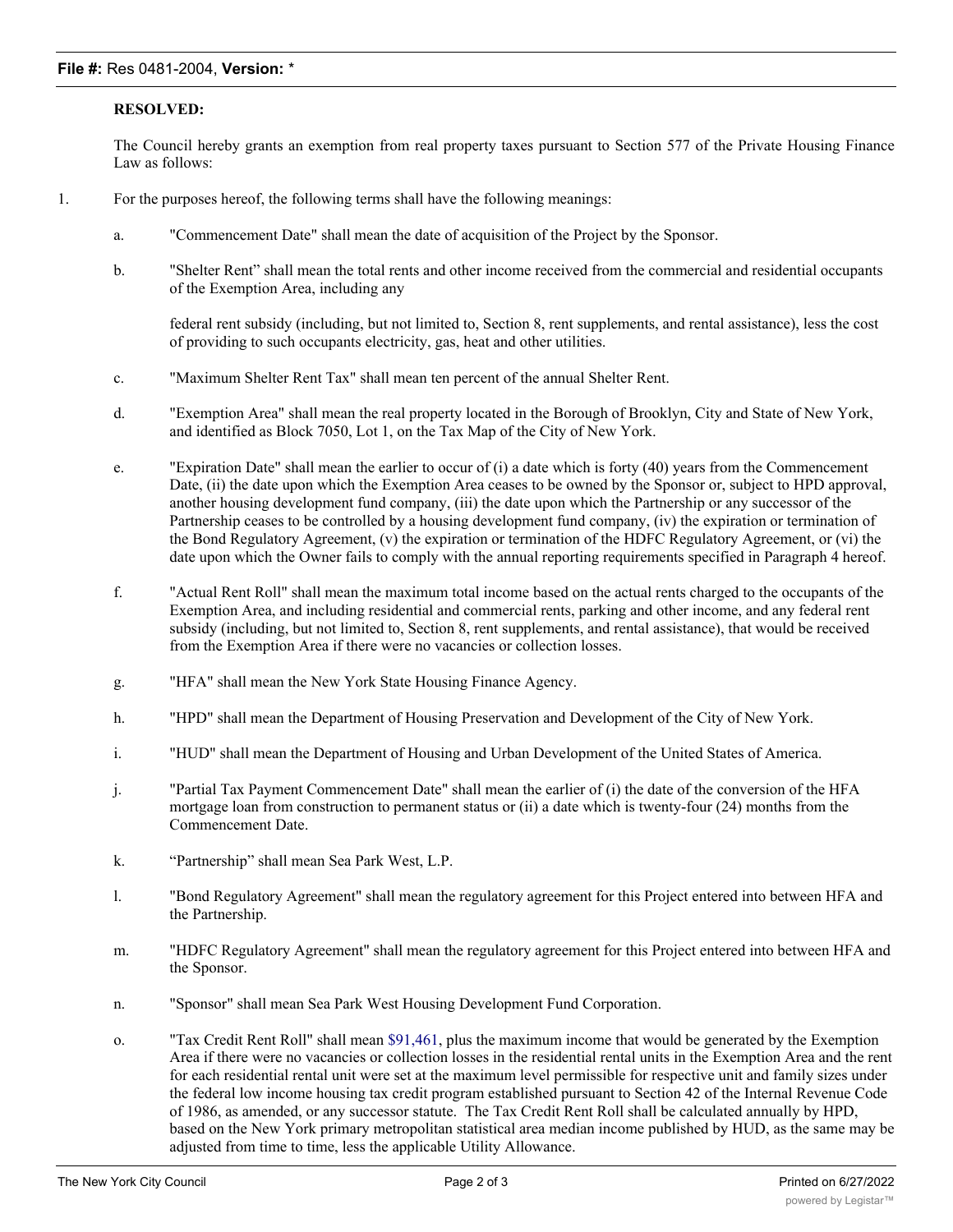**RESOLVED:**

The Council hereby grants an exemption from real property taxes pursuant to Section 577 of the Private Housing Finance Law as follows:

1. For the purposes hereof, the following terms shall have the following meanings:

   a. "Commencement Date" shall mean the date of acquisition of the Project by the Sponsor.

   b. "Shelter Rent" shall mean the total rents and other income received from the commercial and residential occupants of the Exemption Area, including any federal rent subsidy (including, but not limited to, Section 8, rent supplements, and rental assistance), less the cost of providing to such occupants electricity, gas, heat and other utilities.

   c. "Maximum Shelter Rent Tax" shall mean ten percent of the annual Shelter Rent.

   d. "Exemption Area" shall mean the real property located in the Borough of Brooklyn, City and State of New York, and identified as Block 7050, Lot 1, on the Tax Map of the City of New York.

   e. "Expiration Date" shall mean the earlier to occur of (i) a date which is forty (40) years from the Commencement Date, (ii) the date upon which the Exemption Area ceases to be owned by the Sponsor or, subject to HPD approval, another housing development fund company, (iii) the date upon which the Partnership or any successor of the Partnership ceases to be controlled by a housing development fund company, (iv) the expiration or termination of the Bond Regulatory Agreement, (v) the expiration or termination of the HDFC Regulatory Agreement, or (vi) the date upon which the Owner fails to comply with the annual reporting requirements specified in Paragraph 4 hereof.

   f. "Actual Rent Roll" shall mean the maximum total income based on the actual rents charged to the occupants of the Exemption Area, and including residential and commercial rents, parking and other income, and any federal rent subsidy (including, but not limited to, Section 8, rent supplements, and rental assistance), that would be received from the Exemption Area if there were no vacancies or collection losses.

   g. "HFA" shall mean the New York State Housing Finance Agency.

   h. "HPD" shall mean the Department of Housing Preservation and Development of the City of New York.

   i. "HUD" shall mean the Department of Housing and Urban Development of the United States of America.

   j. "Partial Tax Payment Commencement Date" shall mean the earlier of (i) the date of the conversion of the HFA mortgage loan from construction to permanent status or (ii) a date which is twenty-four (24) months from the Commencement Date.

   k. "Partnership" shall mean Sea Park West, L.P.

   l. "Bond Regulatory Agreement" shall mean the regulatory agreement for this Project entered into between HFA and the Partnership.

   m. "HDFC Regulatory Agreement" shall mean the regulatory agreement for this Project entered into between HFA and the Sponsor.

   n. "Sponsor" shall mean Sea Park West Housing Development Fund Corporation.

   o. "Tax Credit Rent Roll" shall mean $91,461, plus the maximum income that would be generated by the Exemption Area if there were no vacancies or collection losses in the residential rental units in the Exemption Area and the rent for each residential rental unit were set at the maximum level permissible for respective unit and family sizes under the federal low income housing tax credit program established pursuant to Section 42 of the Internal Revenue Code of 1986, as amended, or any successor statute. The Tax Credit Rent Roll shall be calculated annually by HPD, based on the New York primary metropolitan statistical area median income published by HUD, as the same may be adjusted from time to time, less the applicable Utility Allowance.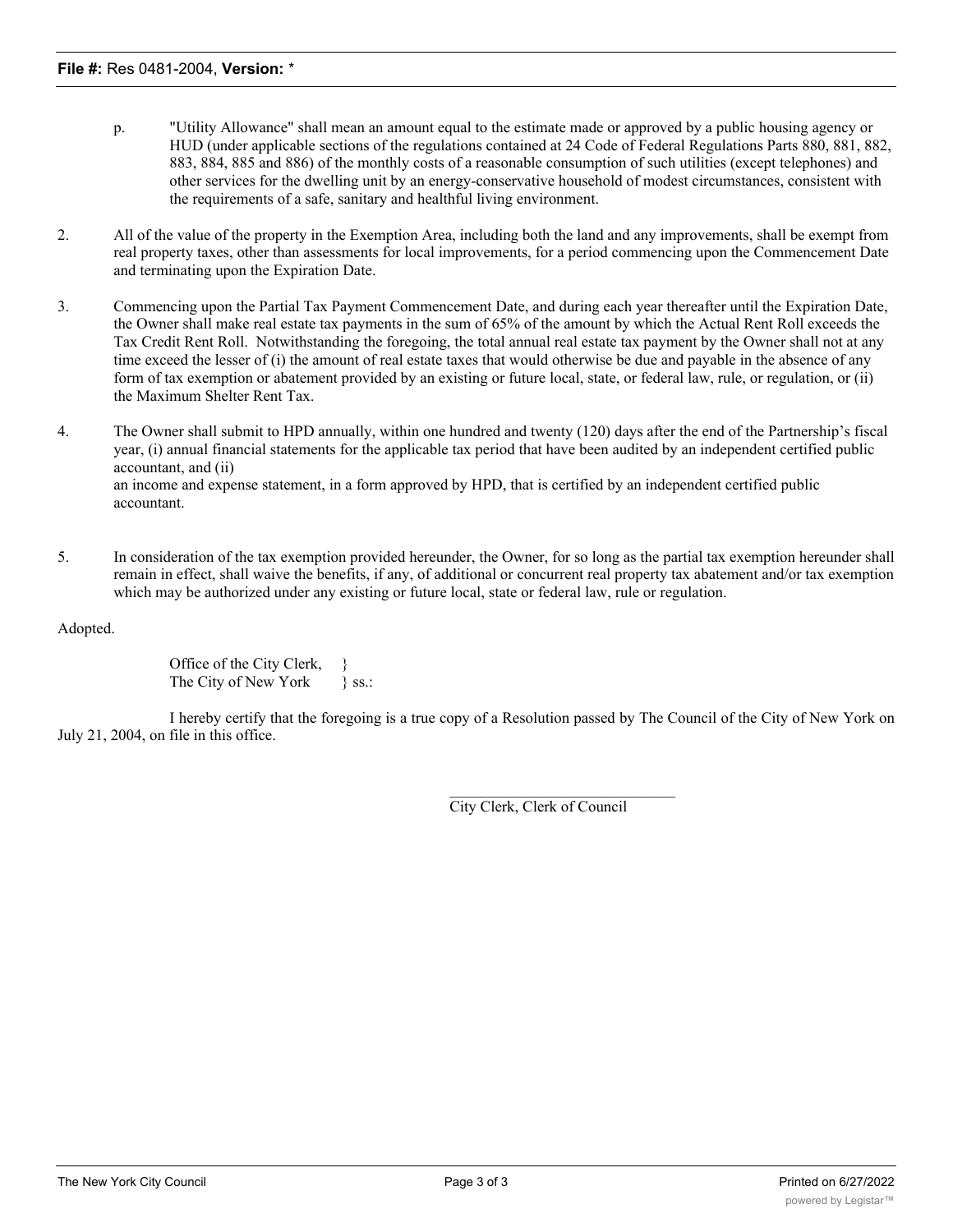p. "Utility Allowance" shall mean an amount equal to the estimate made or approved by a public housing agency or HUD (under applicable sections of the regulations contained at 24 Code of Federal Regulations Parts 880, 881, 882, 883, 884, 885 and 886) of the monthly costs of a reasonable consumption of such utilities (except telephones) and other services for the dwelling unit by an energy-conservative household of modest circumstances, consistent with the requirements of a safe, sanitary and healthful living environment.

2. All of the value of the property in the Exemption Area, including both the land and any improvements, shall be exempt from real property taxes, other than assessments for local improvements, for a period commencing upon the Commencement Date and terminating upon the Expiration Date.

3. Commencing upon the Partial Tax Payment Commencement Date, and during each year thereafter until the Expiration Date, the Owner shall make real estate tax payments in the sum of 65% of the amount by which the Actual Rent Roll exceeds the Tax Credit Rent Roll. Notwithstanding the foregoing, the total annual real estate tax payment by the Owner shall not at any time exceed the lesser of (i) the amount of real estate taxes that would otherwise be due and payable in the absence of any form of tax exemption or abatement provided by an existing or future local, state, or federal law, rule, or regulation, or (ii) the Maximum Shelter Rent Tax.

4. The Owner shall submit to HPD annually, within one hundred and twenty (120) days after the end of the Partnership's fiscal year, (i) annual financial statements for the applicable tax period that have been audited by an independent certified public accountant, and (ii) an income and expense statement, in a form approved by HPD, that is certified by an independent certified public accountant.

5. In consideration of the tax exemption provided hereunder, the Owner, for so long as the partial tax exemption hereunder shall remain in effect, shall waive the benefits, if any, of additional or concurrent real property tax abatement and/or tax exemption which may be authorized under any existing or future local, state or federal law, rule or regulation.

Adopted.

Office of the City Clerk, }
The City of New York } ss.:

I hereby certify that the foregoing is a true copy of a Resolution passed by The Council of the City of New York on July 21, 2004, on file in this office.

_____________________________
City Clerk, Clerk of Council